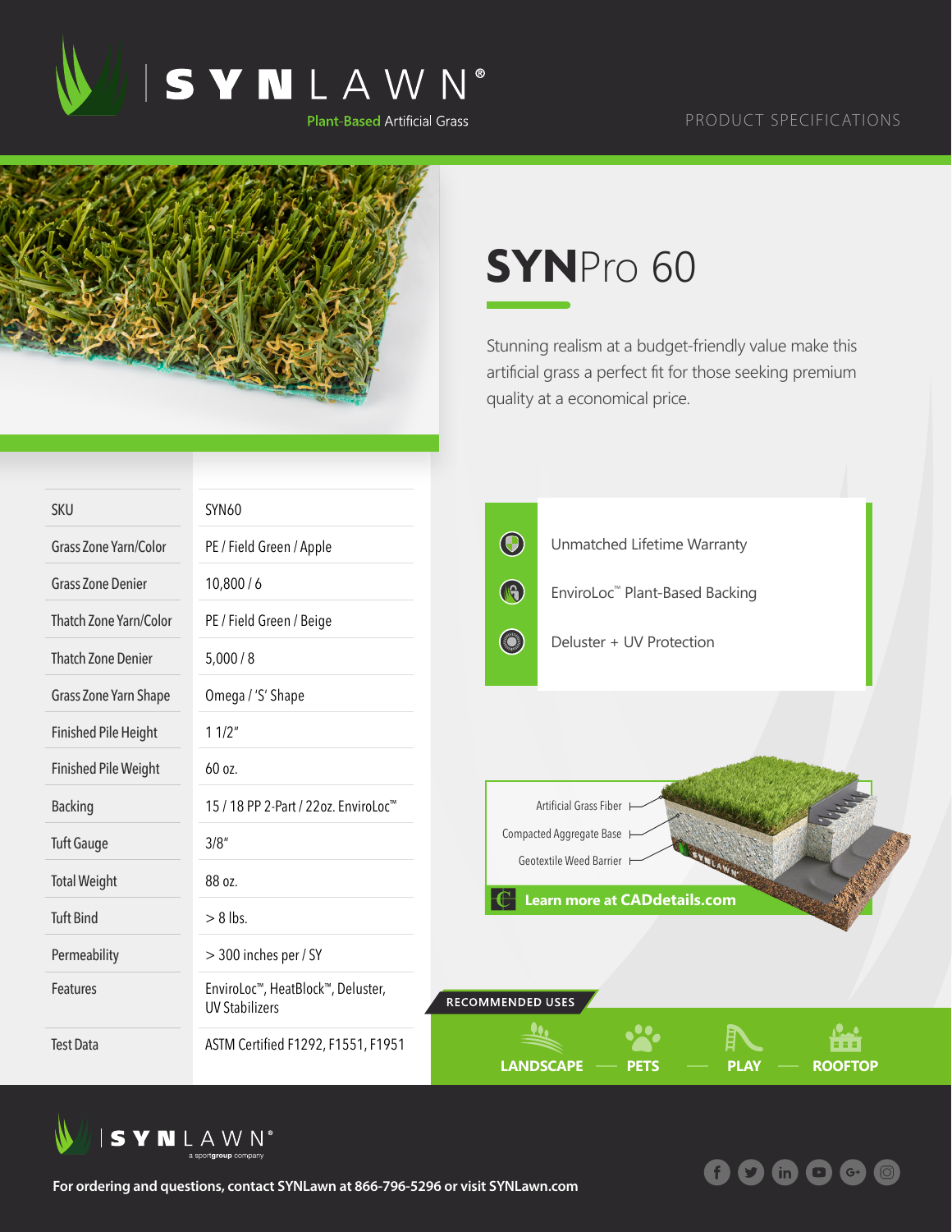# SYNLAWN®

Plant-Based Artificial Grass

PRODUCT SPECIFICATIONS

# SYNPro 60

Stunning realism at a budget-friendly value make this artificial grass a perfect fit for those seeking premium quality at a economical price.

| | |
|---|---|
| SKU | SYN60 |
| Grass Zone Yarn/Color | PE / Field Green / Apple |
| Grass Zone Denier | 10,800 / 6 |
| Thatch Zone Yarn/Color | PE / Field Green / Beige |
| Thatch Zone Denier | 5,000 / 8 |
| Grass Zone Yarn Shape | Omega / 'S' Shape |
| Finished Pile Height | 1 1/2" |
| Finished Pile Weight | 60 oz. |
| Backing | 15 / 18 PP 2-Part / 22oz. EnviroLoc™ |
| Tuft Gauge | 3/8" |
| Total Weight | 88 oz. |
| Tuft Bind | > 8 lbs. |
| Permeability | > 300 inches per / SY |
| Features | EnviroLoc™, HeatBlock™, Deluster, UV Stabilizers |
| Test Data | ASTM Certified F1292, F1551, F1951 |

- Unmatched Lifetime Warranty
- EnviroLoc™ Plant-Based Backing
- Deluster + UV Protection

Artificial Grass Fiber
Compacted Aggregate Base
Geotextile Weed Barrier

**Learn more at CADdetails.com**

RECOMMENDED USES

**LANDSCAPE — PETS — PLAY — ROOFTOP**

SYNLAWN® a sportgroup company

**For ordering and questions, contact SYNLawn at 866-796-5296 or visit SYNLawn.com**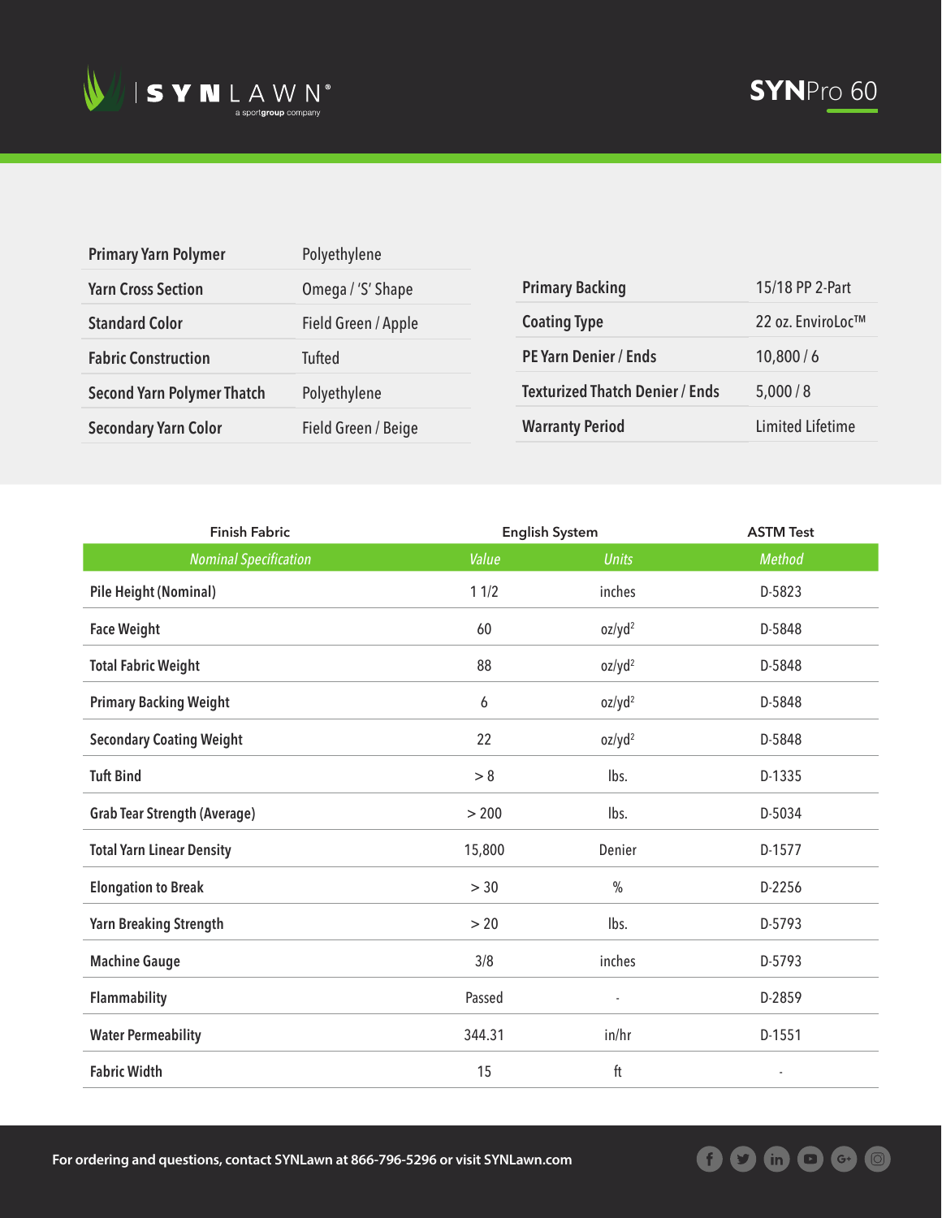# SYNPro 60

| | |
|---|---|
| Primary Yarn Polymer | Polyethylene |
| Yarn Cross Section | Omega / 'S' Shape |
| Standard Color | Field Green / Apple |
| Fabric Construction | Tufted |
| Second Yarn Polymer Thatch | Polyethylene |
| Secondary Yarn Color | Field Green / Beige |

| | |
|---|---|
| Primary Backing | 15/18 PP 2-Part |
| Coating Type | 22 oz. EnviroLoc™ |
| PE Yarn Denier / Ends | 10,800 / 6 |
| Texturized Thatch Denier / Ends | 5,000 / 8 |
| Warranty Period | Limited Lifetime |

| Finish Fabric | English System | | ASTM Test |
|---|---|---|---|
| *Nominal Specification* | *Value* | *Units* | *Method* |
| Pile Height (Nominal) | 1 1/2 | inches | D-5823 |
| Face Weight | 60 | oz/yd² | D-5848 |
| Total Fabric Weight | 88 | oz/yd² | D-5848 |
| Primary Backing Weight | 6 | oz/yd² | D-5848 |
| Secondary Coating Weight | 22 | oz/yd² | D-5848 |
| Tuft Bind | > 8 | lbs. | D-1335 |
| Grab Tear Strength (Average) | > 200 | lbs. | D-5034 |
| Total Yarn Linear Density | 15,800 | Denier | D-1577 |
| Elongation to Break | > 30 | % | D-2256 |
| Yarn Breaking Strength | > 20 | lbs. | D-5793 |
| Machine Gauge | 3/8 | inches | D-5793 |
| Flammability | Passed | - | D-2859 |
| Water Permeability | 344.31 | in/hr | D-1551 |
| Fabric Width | 15 | ft | - |

For ordering and questions, contact SYNLawn at 866-796-5296 or visit SYNLawn.com